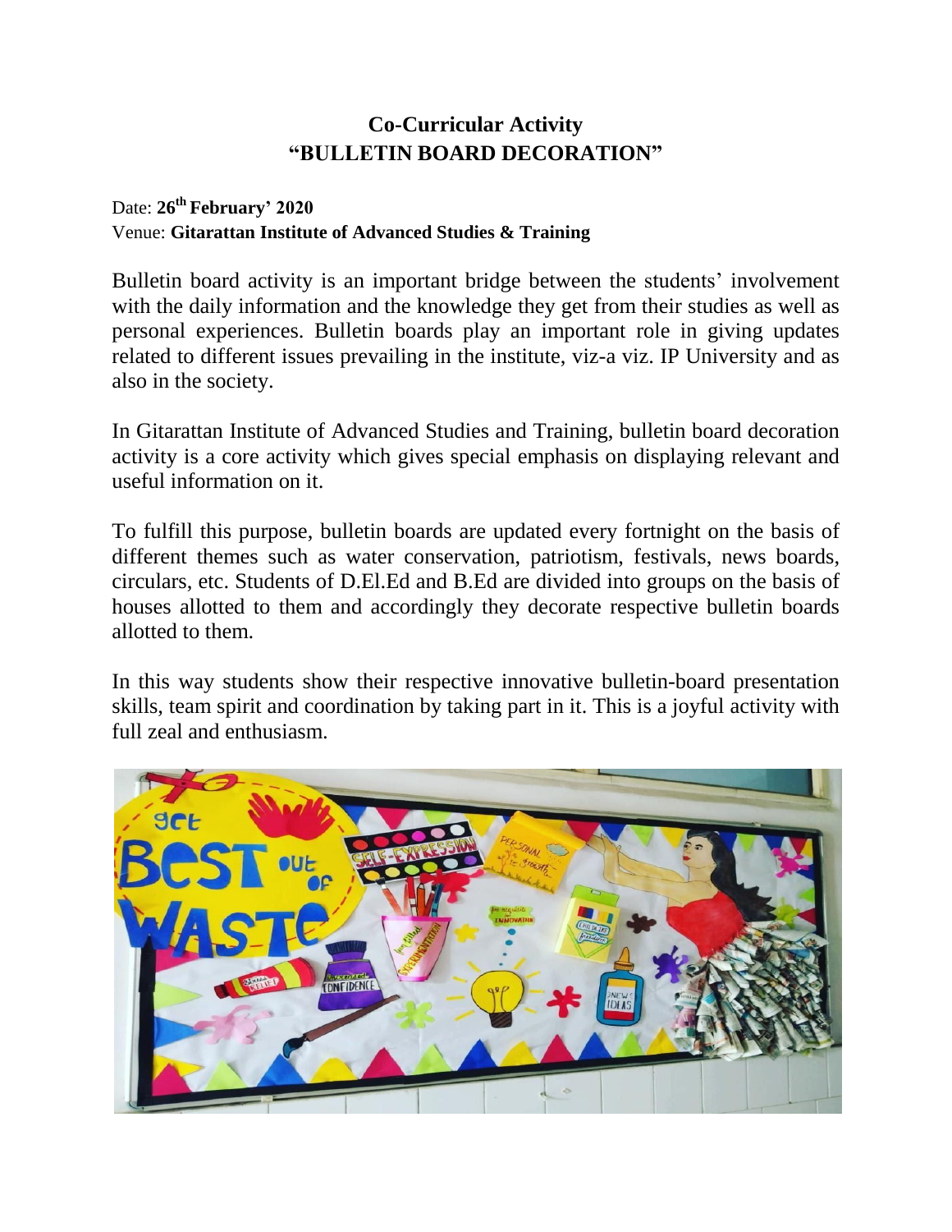# Co-Curricular Activity
# "BULLETIN BOARD DECORATION"

Date: **26th February' 2020**
Venue: **Gitarattan Institute of Advanced Studies & Training**

Bulletin board activity is an important bridge between the students' involvement with the daily information and the knowledge they get from their studies as well as personal experiences. Bulletin boards play an important role in giving updates related to different issues prevailing in the institute, viz-a viz. IP University and as also in the society.

In Gitarattan Institute of Advanced Studies and Training, bulletin board decoration activity is a core activity which gives special emphasis on displaying relevant and useful information on it.

To fulfill this purpose, bulletin boards are updated every fortnight on the basis of different themes such as water conservation, patriotism, festivals, news boards, circulars, etc. Students of D.El.Ed and B.Ed are divided into groups on the basis of houses allotted to them and accordingly they decorate respective bulletin boards allotted to them.

In this way students show their respective innovative bulletin-board presentation skills, team spirit and coordination by taking part in it. This is a joyful activity with full zeal and enthusiasm.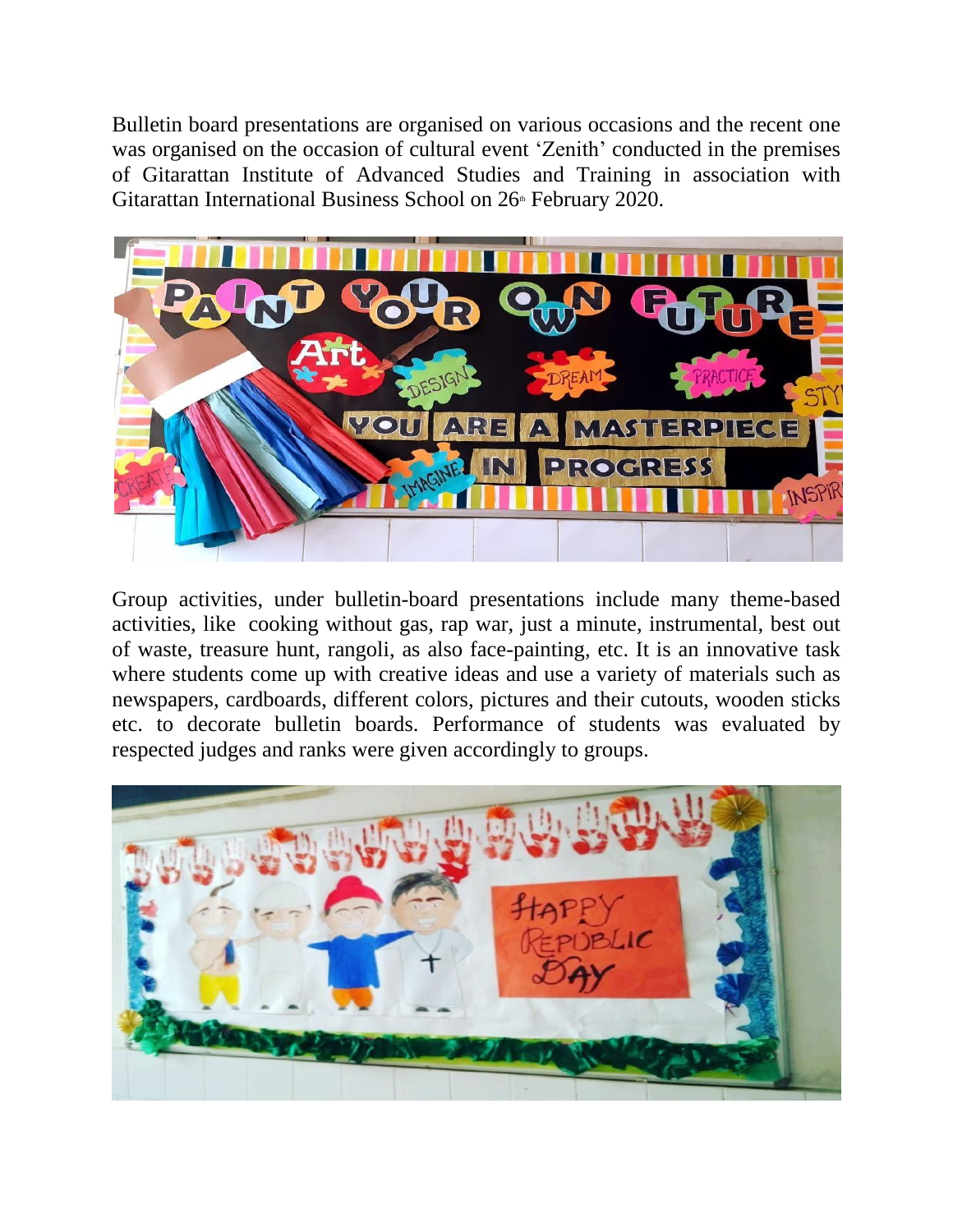Bulletin board presentations are organised on various occasions and the recent one was organised on the occasion of cultural event 'Zenith' conducted in the premises of Gitarattan Institute of Advanced Studies and Training in association with Gitarattan International Business School on 26th February 2020.

Group activities, under bulletin-board presentations include many theme-based activities, like cooking without gas, rap war, just a minute, instrumental, best out of waste, treasure hunt, rangoli, as also face-painting, etc. It is an innovative task where students come up with creative ideas and use a variety of materials such as newspapers, cardboards, different colors, pictures and their cutouts, wooden sticks etc. to decorate bulletin boards. Performance of students was evaluated by respected judges and ranks were given accordingly to groups.